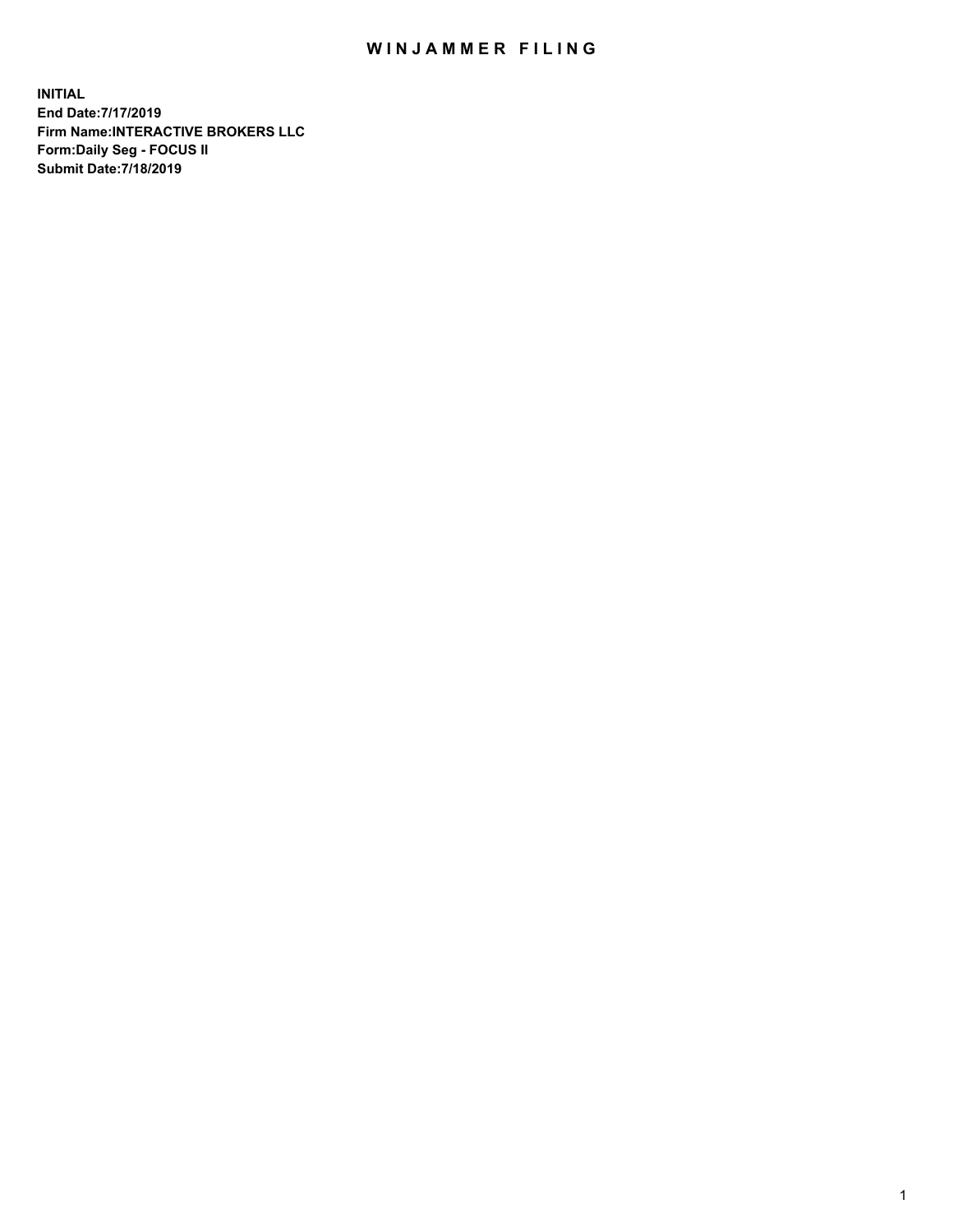# WINJAMMER FILING

**INITIAL**
**End Date:7/17/2019**
**Firm Name:INTERACTIVE BROKERS LLC**
**Form:Daily Seg - FOCUS II**
**Submit Date:7/18/2019**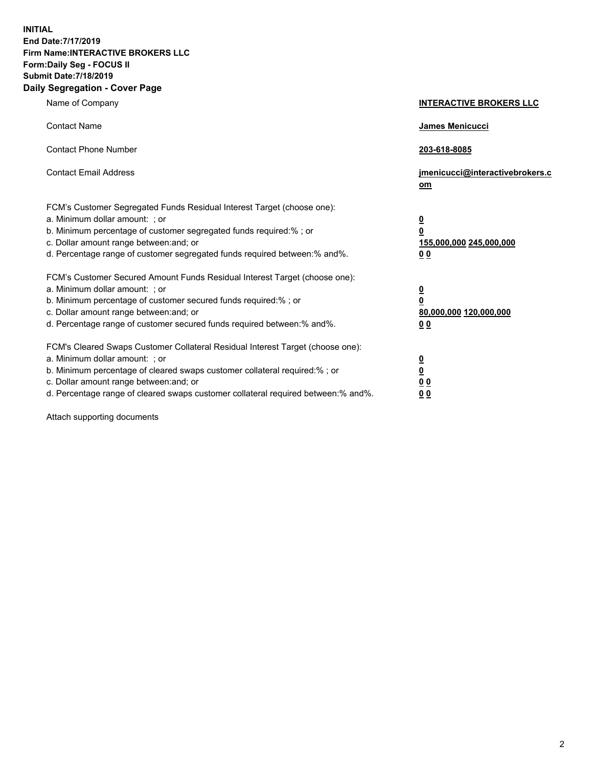**INITIAL**
**End Date:7/17/2019**
**Firm Name:INTERACTIVE BROKERS LLC**
**Form:Daily Seg - FOCUS II**
**Submit Date:7/18/2019**
**Daily Segregation - Cover Page**

| | |
|---|---|
| Name of Company | **INTERACTIVE BROKERS LLC** |
| Contact Name | **James Menicucci** |
| Contact Phone Number | **203-618-8085** |
| Contact Email Address | **jmenicucci@interactivebrokers.com** |

FCM's Customer Segregated Funds Residual Interest Target (choose one):

| | |
|---|---|
| a. Minimum dollar amount: ; or | **0** |
| b. Minimum percentage of customer segregated funds required:% ; or | **0** |
| c. Dollar amount range between:and; or | **155,000,000 245,000,000** |
| d. Percentage range of customer segregated funds required between:% and%. | **0 0** |

FCM's Customer Secured Amount Funds Residual Interest Target (choose one):

| | |
|---|---|
| a. Minimum dollar amount: ; or | **0** |
| b. Minimum percentage of customer secured funds required:% ; or | **0** |
| c. Dollar amount range between:and; or | **80,000,000 120,000,000** |
| d. Percentage range of customer secured funds required between:% and%. | **0 0** |

FCM's Cleared Swaps Customer Collateral Residual Interest Target (choose one):

| | |
|---|---|
| a. Minimum dollar amount: ; or | **0** |
| b. Minimum percentage of cleared swaps customer collateral required:% ; or | **0** |
| c. Dollar amount range between:and; or | **0 0** |
| d. Percentage range of cleared swaps customer collateral required between:% and%. | **0 0** |

Attach supporting documents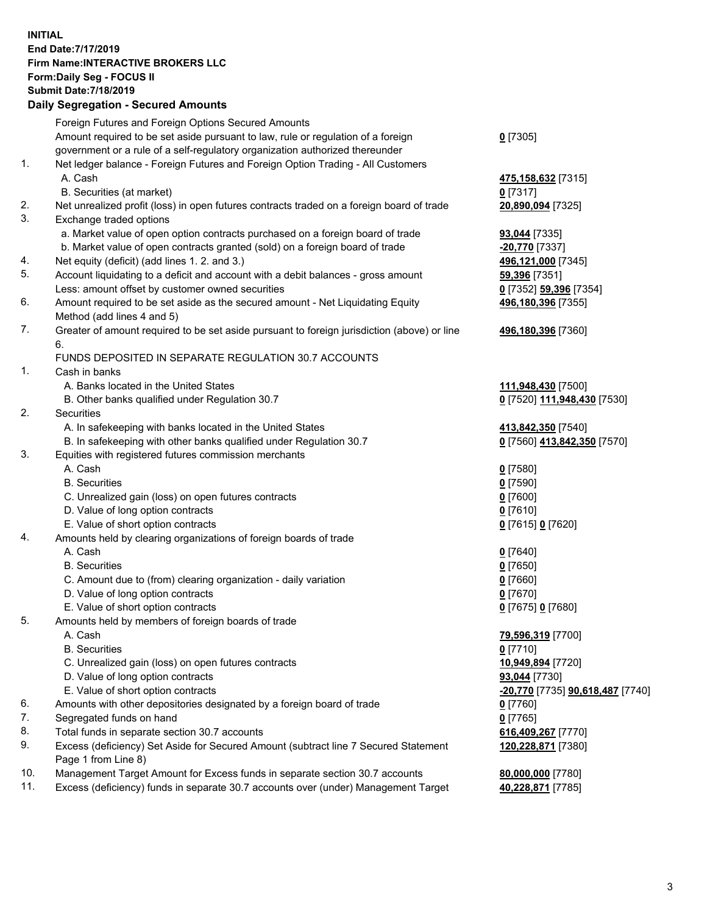**INITIAL**
**End Date:7/17/2019**
**Firm Name:INTERACTIVE BROKERS LLC**
**Form:Daily Seg - FOCUS II**
**Submit Date:7/18/2019**

**Daily Segregation - Secured Amounts**

| | | |
|---|---|---|
| | Foreign Futures and Foreign Options Secured Amounts | |
| | Amount required to be set aside pursuant to law, rule or regulation of a foreign government or a rule of a self-regulatory organization authorized thereunder | **0** [7305] |
| 1. | Net ledger balance - Foreign Futures and Foreign Option Trading - All Customers | |
| | A. Cash | **475,158,632** [7315] |
| | B. Securities (at market) | **0** [7317] |
| 2. | Net unrealized profit (loss) in open futures contracts traded on a foreign board of trade | **20,890,094** [7325] |
| 3. | Exchange traded options | |
| | a. Market value of open option contracts purchased on a foreign board of trade | **93,044** [7335] |
| | b. Market value of open contracts granted (sold) on a foreign board of trade | **-20,770** [7337] |
| 4. | Net equity (deficit) (add lines 1. 2. and 3.) | **496,121,000** [7345] |
| 5. | Account liquidating to a deficit and account with a debit balances - gross amount | **59,396** [7351] |
| | Less: amount offset by customer owned securities | **0** [7352] **59,396** [7354] |
| 6. | Amount required to be set aside as the secured amount - Net Liquidating Equity Method (add lines 4 and 5) | **496,180,396** [7355] |
| 7. | Greater of amount required to be set aside pursuant to foreign jurisdiction (above) or line 6. | **496,180,396** [7360] |
| | FUNDS DEPOSITED IN SEPARATE REGULATION 30.7 ACCOUNTS | |
| 1. | Cash in banks | |
| | A. Banks located in the United States | **111,948,430** [7500] |
| | B. Other banks qualified under Regulation 30.7 | **0** [7520] **111,948,430** [7530] |
| 2. | Securities | |
| | A. In safekeeping with banks located in the United States | **413,842,350** [7540] |
| | B. In safekeeping with other banks qualified under Regulation 30.7 | **0** [7560] **413,842,350** [7570] |
| 3. | Equities with registered futures commission merchants | |
| | A. Cash | **0** [7580] |
| | B. Securities | **0** [7590] |
| | C. Unrealized gain (loss) on open futures contracts | **0** [7600] |
| | D. Value of long option contracts | **0** [7610] |
| | E. Value of short option contracts | **0** [7615] **0** [7620] |
| 4. | Amounts held by clearing organizations of foreign boards of trade | |
| | A. Cash | **0** [7640] |
| | B. Securities | **0** [7650] |
| | C. Amount due to (from) clearing organization - daily variation | **0** [7660] |
| | D. Value of long option contracts | **0** [7670] |
| | E. Value of short option contracts | **0** [7675] **0** [7680] |
| 5. | Amounts held by members of foreign boards of trade | |
| | A. Cash | **79,596,319** [7700] |
| | B. Securities | **0** [7710] |
| | C. Unrealized gain (loss) on open futures contracts | **10,949,894** [7720] |
| | D. Value of long option contracts | **93,044** [7730] |
| | E. Value of short option contracts | **-20,770** [7735] **90,618,487** [7740] |
| 6. | Amounts with other depositories designated by a foreign board of trade | **0** [7760] |
| 7. | Segregated funds on hand | **0** [7765] |
| 8. | Total funds in separate section 30.7 accounts | **616,409,267** [7770] |
| 9. | Excess (deficiency) Set Aside for Secured Amount (subtract line 7 Secured Statement Page 1 from Line 8) | **120,228,871** [7380] |
| 10. | Management Target Amount for Excess funds in separate section 30.7 accounts | **80,000,000** [7780] |
| 11. | Excess (deficiency) funds in separate 30.7 accounts over (under) Management Target | **40,228,871** [7785] |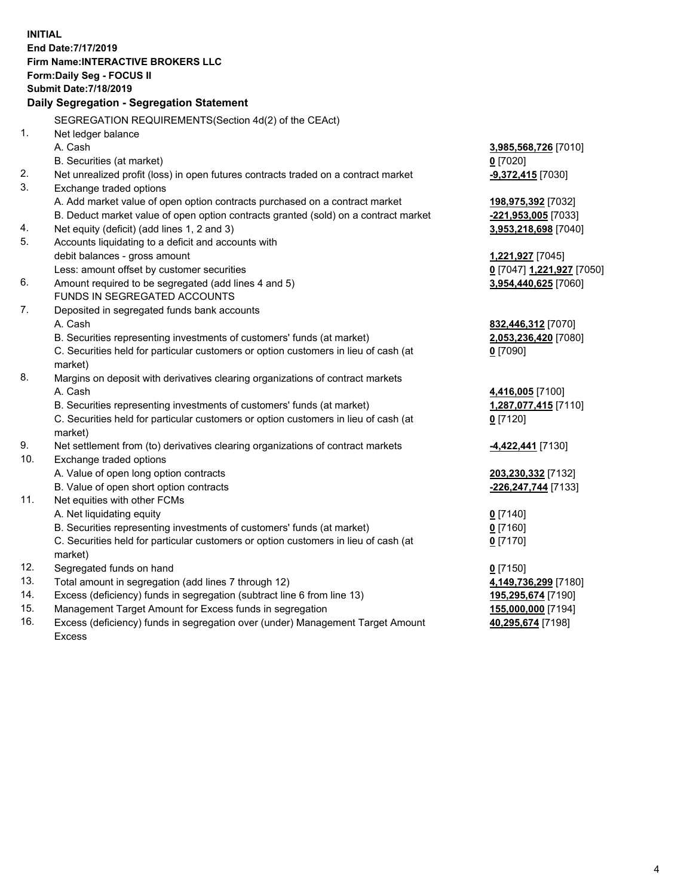**INITIAL**
**End Date:7/17/2019**
**Firm Name:INTERACTIVE BROKERS LLC**
**Form:Daily Seg - FOCUS II**
**Submit Date:7/18/2019**

**Daily Segregation - Segregation Statement**

SEGREGATION REQUIREMENTS(Section 4d(2) of the CEAct)

| | | |
|---|---|---|
| 1. | Net ledger balance | |
| | A. Cash | **3,985,568,726** [7010] |
| | B. Securities (at market) | **0** [7020] |
| 2. | Net unrealized profit (loss) in open futures contracts traded on a contract market | **-9,372,415** [7030] |
| 3. | Exchange traded options | |
| | A. Add market value of open option contracts purchased on a contract market | **198,975,392** [7032] |
| | B. Deduct market value of open option contracts granted (sold) on a contract market | **-221,953,005** [7033] |
| 4. | Net equity (deficit) (add lines 1, 2 and 3) | **3,953,218,698** [7040] |
| 5. | Accounts liquidating to a deficit and accounts with debit balances - gross amount | **1,221,927** [7045] |
| | Less: amount offset by customer securities | **0** [7047] **1,221,927** [7050] |
| 6. | Amount required to be segregated (add lines 4 and 5) | **3,954,440,625** [7060] |
| | FUNDS IN SEGREGATED ACCOUNTS | |
| 7. | Deposited in segregated funds bank accounts | |
| | A. Cash | **832,446,312** [7070] |
| | B. Securities representing investments of customers' funds (at market) | **2,053,236,420** [7080] |
| | C. Securities held for particular customers or option customers in lieu of cash (at market) | **0** [7090] |
| 8. | Margins on deposit with derivatives clearing organizations of contract markets | |
| | A. Cash | **4,416,005** [7100] |
| | B. Securities representing investments of customers' funds (at market) | **1,287,077,415** [7110] |
| | C. Securities held for particular customers or option customers in lieu of cash (at market) | **0** [7120] |
| 9. | Net settlement from (to) derivatives clearing organizations of contract markets | **-4,422,441** [7130] |
| 10. | Exchange traded options | |
| | A. Value of open long option contracts | **203,230,332** [7132] |
| | B. Value of open short option contracts | **-226,247,744** [7133] |
| 11. | Net equities with other FCMs | |
| | A. Net liquidating equity | **0** [7140] |
| | B. Securities representing investments of customers' funds (at market) | **0** [7160] |
| | C. Securities held for particular customers or option customers in lieu of cash (at market) | **0** [7170] |
| 12. | Segregated funds on hand | **0** [7150] |
| 13. | Total amount in segregation (add lines 7 through 12) | **4,149,736,299** [7180] |
| 14. | Excess (deficiency) funds in segregation (subtract line 6 from line 13) | **195,295,674** [7190] |
| 15. | Management Target Amount for Excess funds in segregation | **155,000,000** [7194] |
| 16. | Excess (deficiency) funds in segregation over (under) Management Target Amount Excess | **40,295,674** [7198] |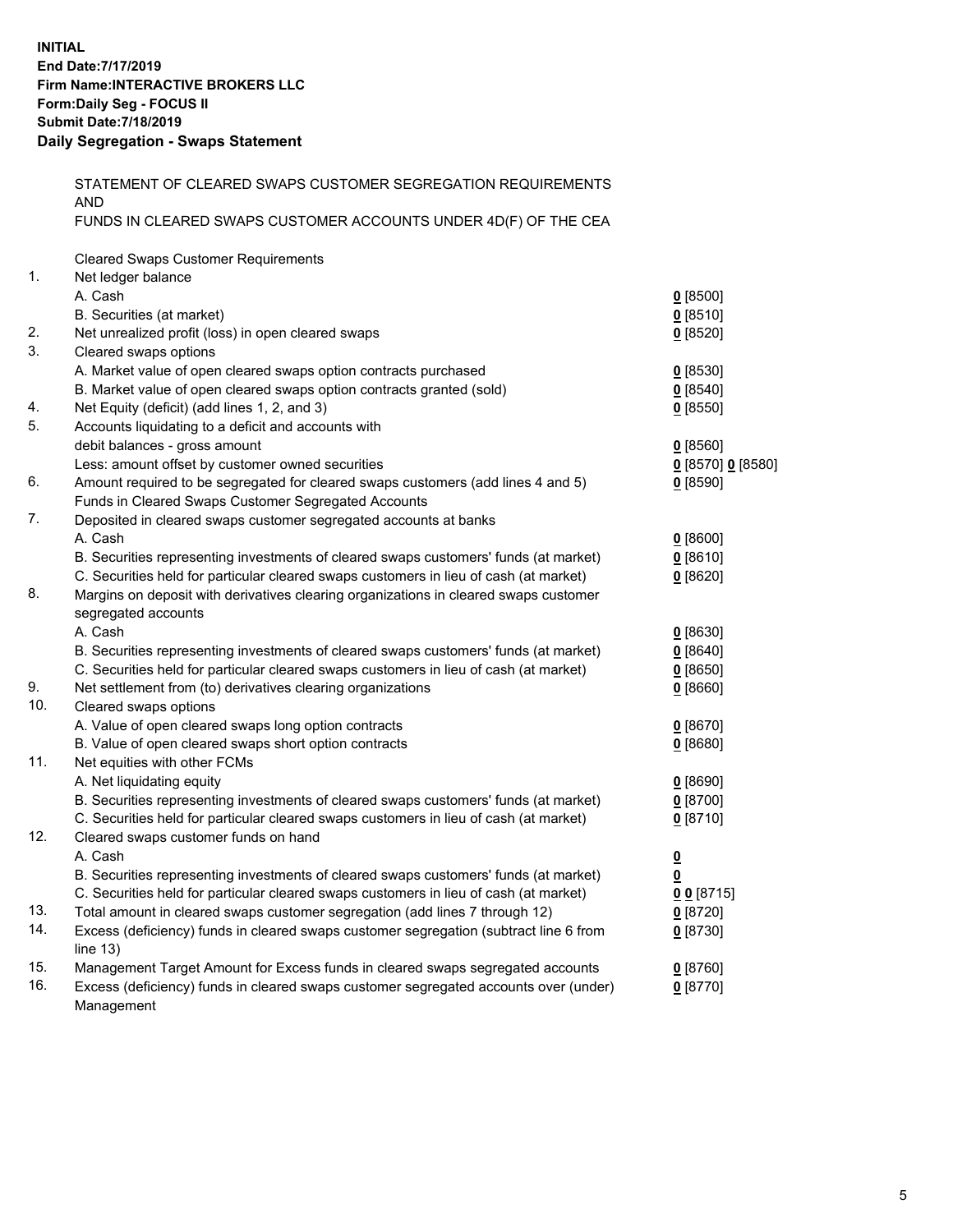**INITIAL**
**End Date:7/17/2019**
**Firm Name:INTERACTIVE BROKERS LLC**
**Form:Daily Seg - FOCUS II**
**Submit Date:7/18/2019**
**Daily Segregation - Swaps Statement**

STATEMENT OF CLEARED SWAPS CUSTOMER SEGREGATION REQUIREMENTS AND FUNDS IN CLEARED SWAPS CUSTOMER ACCOUNTS UNDER 4D(F) OF THE CEA

| | | |
|---|---|---|
| | Cleared Swaps Customer Requirements | |
| 1. | Net ledger balance | |
| | A. Cash | 0 [8500] |
| | B. Securities (at market) | 0 [8510] |
| 2. | Net unrealized profit (loss) in open cleared swaps | 0 [8520] |
| 3. | Cleared swaps options | |
| | A. Market value of open cleared swaps option contracts purchased | 0 [8530] |
| | B. Market value of open cleared swaps option contracts granted (sold) | 0 [8540] |
| 4. | Net Equity (deficit) (add lines 1, 2, and 3) | 0 [8550] |
| 5. | Accounts liquidating to a deficit and accounts with debit balances - gross amount | 0 [8560] |
| | Less: amount offset by customer owned securities | 0 [8570] 0 [8580] |
| 6. | Amount required to be segregated for cleared swaps customers (add lines 4 and 5) | 0 [8590] |
| | Funds in Cleared Swaps Customer Segregated Accounts | |
| 7. | Deposited in cleared swaps customer segregated accounts at banks | |
| | A. Cash | 0 [8600] |
| | B. Securities representing investments of cleared swaps customers' funds (at market) | 0 [8610] |
| | C. Securities held for particular cleared swaps customers in lieu of cash (at market) | 0 [8620] |
| 8. | Margins on deposit with derivatives clearing organizations in cleared swaps customer segregated accounts | |
| | A. Cash | 0 [8630] |
| | B. Securities representing investments of cleared swaps customers' funds (at market) | 0 [8640] |
| | C. Securities held for particular cleared swaps customers in lieu of cash (at market) | 0 [8650] |
| 9. | Net settlement from (to) derivatives clearing organizations | 0 [8660] |
| 10. | Cleared swaps options | |
| | A. Value of open cleared swaps long option contracts | 0 [8670] |
| | B. Value of open cleared swaps short option contracts | 0 [8680] |
| 11. | Net equities with other FCMs | |
| | A. Net liquidating equity | 0 [8690] |
| | B. Securities representing investments of cleared swaps customers' funds (at market) | 0 [8700] |
| | C. Securities held for particular cleared swaps customers in lieu of cash (at market) | 0 [8710] |
| 12. | Cleared swaps customer funds on hand | |
| | A. Cash | 0 |
| | B. Securities representing investments of cleared swaps customers' funds (at market) | 0 |
| | C. Securities held for particular cleared swaps customers in lieu of cash (at market) | 0 0 [8715] |
| 13. | Total amount in cleared swaps customer segregation (add lines 7 through 12) | 0 [8720] |
| 14. | Excess (deficiency) funds in cleared swaps customer segregation (subtract line 6 from line 13) | 0 [8730] |
| 15. | Management Target Amount for Excess funds in cleared swaps segregated accounts | 0 [8760] |
| 16. | Excess (deficiency) funds in cleared swaps customer segregated accounts over (under) Management | 0 [8770] |